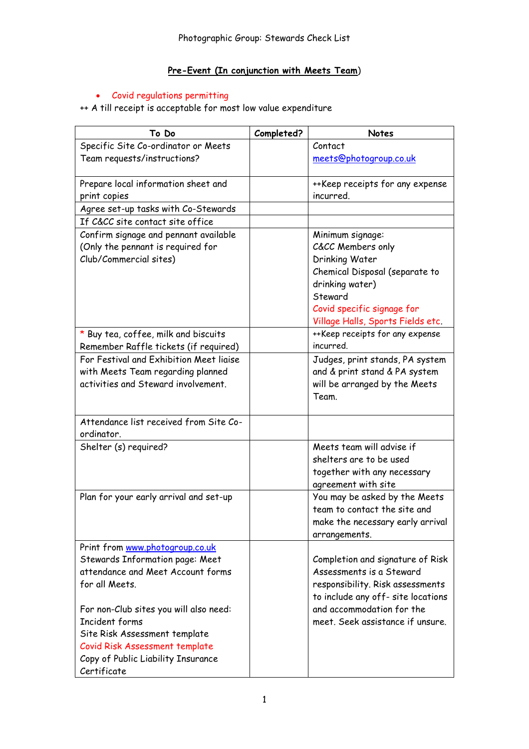Photographic Group: Stewards Check List

## Pre-Event (In conjunction with Meets Team)

- Covid regulations permitting

++ A till receipt is acceptable for most low value expenditure

| To Do | Completed? | Notes |
|---|---|---|
| Specific Site Co-ordinator or Meets Team requests/instructions? | | Contact meets@photogroup.co.uk |
| Prepare local information sheet and print copies | | ++Keep receipts for any expense incurred. |
| Agree set-up tasks with Co-Stewards | | |
| If C&CC site contact site office | | |
| Confirm signage and pennant available (Only the pennant is required for Club/Commercial sites) | | Minimum signage:<br>C&CC Members only<br>Drinking Water<br>Chemical Disposal (separate to drinking water)<br>Steward<br>Covid specific signage for Village Halls, Sports Fields etc. |
| * Buy tea, coffee, milk and biscuits<br>Remember Raffle tickets (if required) | | ++Keep receipts for any expense incurred. |
| For Festival and Exhibition Meet liaise with Meets Team regarding planned activities and Steward involvement. | | Judges, print stands, PA system and & print stand & PA system will be arranged by the Meets Team. |
| Attendance list received from Site Co-ordinator. | | |
| Shelter (s) required? | | Meets team will advise if shelters are to be used together with any necessary agreement with site |
| Plan for your early arrival and set-up | | You may be asked by the Meets team to contact the site and make the necessary early arrival arrangements. |
| Print from www.photogroup.co.uk Stewards Information page: Meet attendance and Meet Account forms for all Meets.<br><br>For non-Club sites you will also need:<br>Incident forms<br>Site Risk Assessment template<br>Covid Risk Assessment template<br>Copy of Public Liability Insurance Certificate | | Completion and signature of Risk Assessments is a Steward responsibility. Risk assessments to include any off- site locations and accommodation for the meet. Seek assistance if unsure. |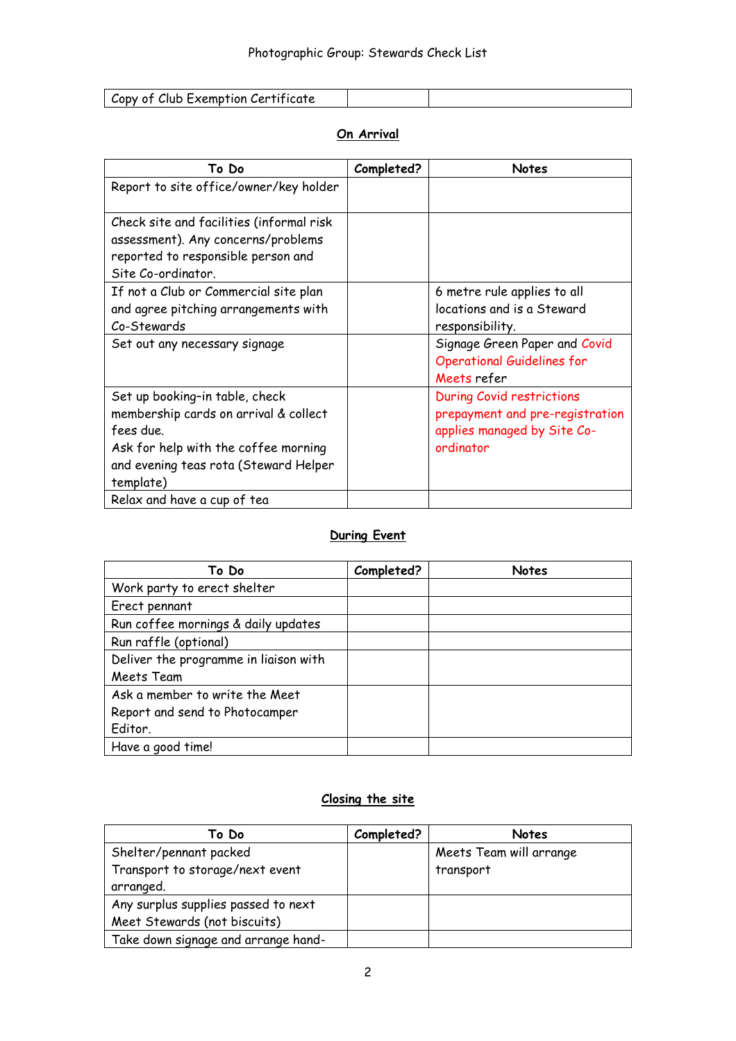| Copy of Club Exemption Certificate | | |
|---|---|---|

## On Arrival

| To Do | Completed? | Notes |
|---|---|---|
| Report to site office/owner/key holder | | |
| Check site and facilities (informal risk assessment). Any concerns/problems reported to responsible person and Site Co-ordinator. | | |
| If not a Club or Commercial site plan and agree pitching arrangements with Co-Stewards | | 6 metre rule applies to all locations and is a Steward responsibility. |
| Set out any necessary signage | | Signage Green Paper and Covid Operational Guidelines for Meets refer |
| Set up booking–in table, check membership cards on arrival & collect fees due. Ask for help with the coffee morning and evening teas rota (Steward Helper template) | | During Covid restrictions prepayment and pre-registration applies managed by Site Co-ordinator |
| Relax and have a cup of tea | | |

## During Event

| To Do | Completed? | Notes |
|---|---|---|
| Work party to erect shelter | | |
| Erect pennant | | |
| Run coffee mornings & daily updates | | |
| Run raffle (optional) | | |
| Deliver the programme in liaison with Meets Team | | |
| Ask a member to write the Meet Report and send to Photocamper Editor. | | |
| Have a good time! | | |

## Closing the site

| To Do | Completed? | Notes |
|---|---|---|
| Shelter/pennant packed Transport to storage/next event arranged. | | Meets Team will arrange transport |
| Any surplus supplies passed to next Meet Stewards (not biscuits) | | |
| Take down signage and arrange hand- | | |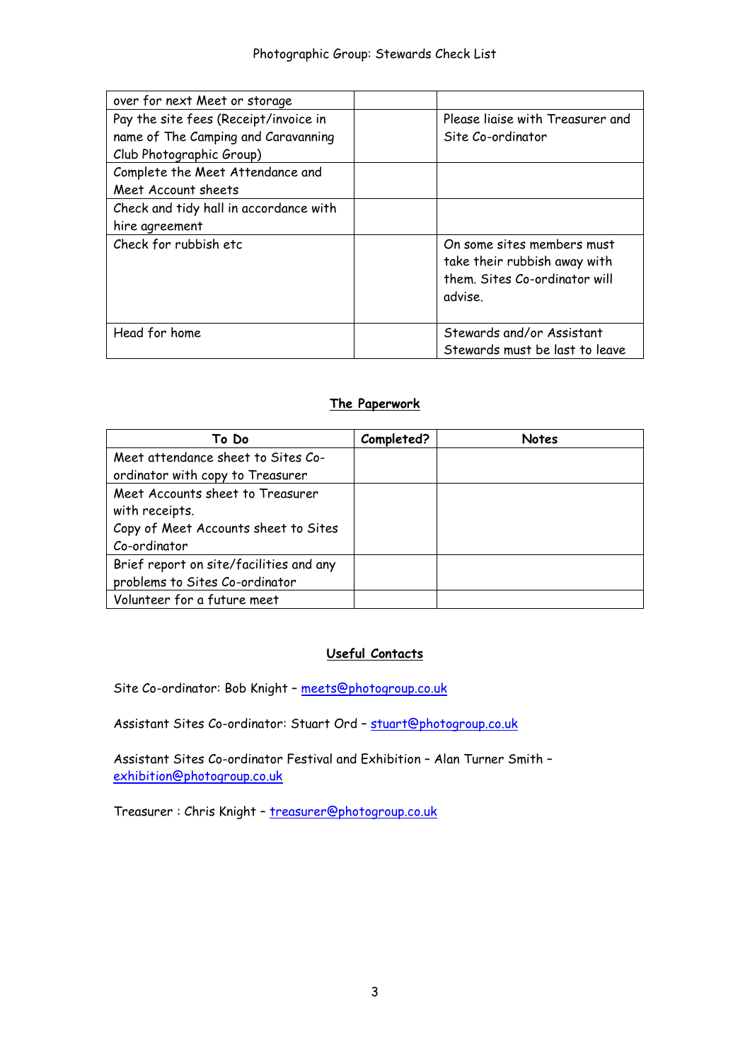| | | |
|---|---|---|
| over for next Meet or storage | | |
| Pay the site fees (Receipt/invoice in name of The Camping and Caravanning Club Photographic Group) | | Please liaise with Treasurer and Site Co-ordinator |
| Complete the Meet Attendance and Meet Account sheets | | |
| Check and tidy hall in accordance with hire agreement | | |
| Check for rubbish etc | | On some sites members must take their rubbish away with them. Sites Co-ordinator will advise. |
| Head for home | | Stewards and/or Assistant Stewards must be last to leave |

## The Paperwork

| To Do | Completed? | Notes |
|---|---|---|
| Meet attendance sheet to Sites Co-ordinator with copy to Treasurer | | |
| Meet Accounts sheet to Treasurer with receipts.<br>Copy of Meet Accounts sheet to Sites Co-ordinator | | |
| Brief report on site/facilities and any problems to Sites Co-ordinator | | |
| Volunteer for a future meet | | |

## Useful Contacts

Site Co-ordinator: Bob Knight – meets@photogroup.co.uk

Assistant Sites Co-ordinator: Stuart Ord – stuart@photogroup.co.uk

Assistant Sites Co-ordinator Festival and Exhibition – Alan Turner Smith – exhibition@photogroup.co.uk

Treasurer : Chris Knight – treasurer@photogroup.co.uk